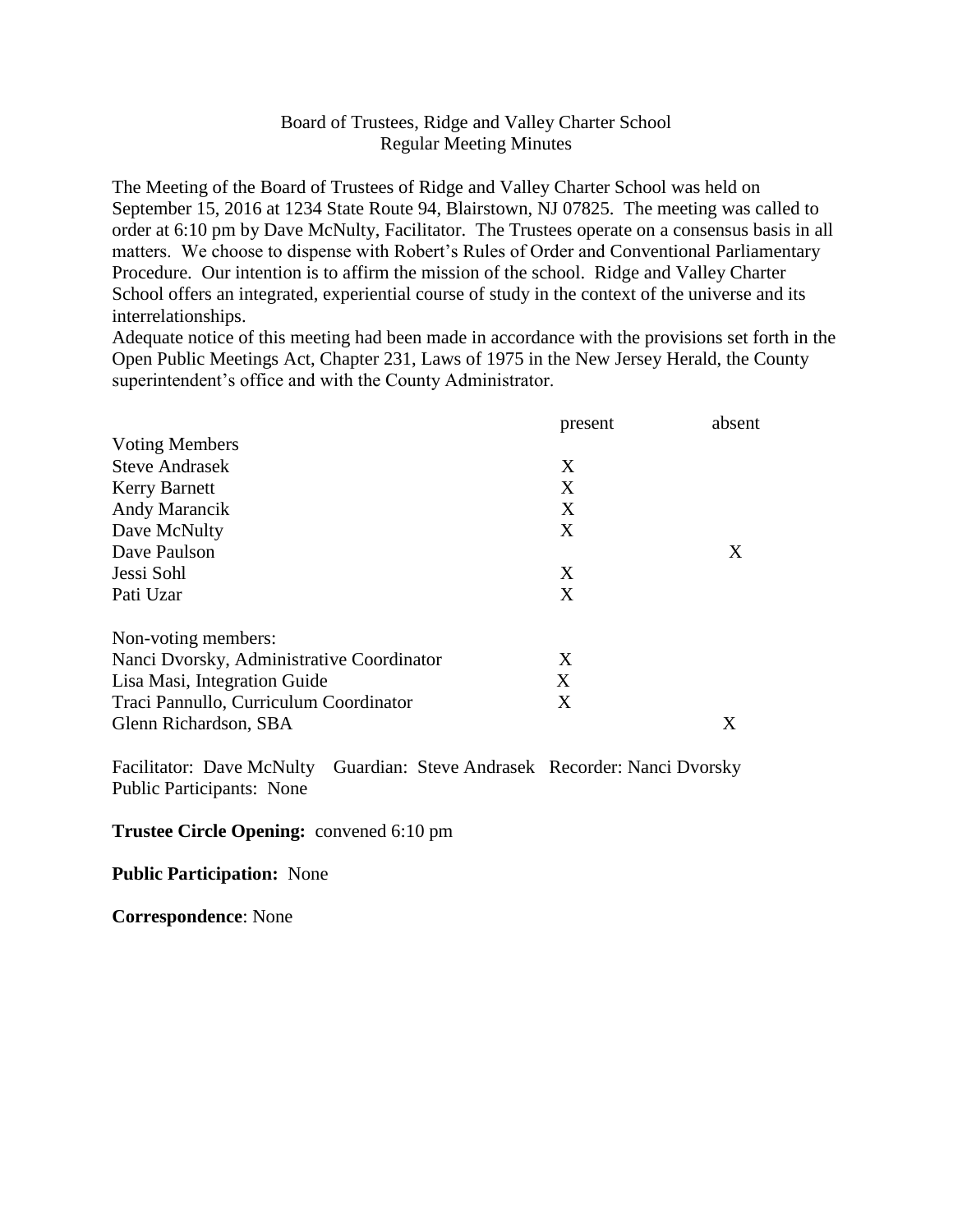Board of Trustees, Ridge and Valley Charter School
Regular Meeting Minutes

The Meeting of the Board of Trustees of Ridge and Valley Charter School was held on September 15, 2016 at 1234 State Route 94, Blairstown, NJ 07825. The meeting was called to order at 6:10 pm by Dave McNulty, Facilitator. The Trustees operate on a consensus basis in all matters. We choose to dispense with Robert's Rules of Order and Conventional Parliamentary Procedure. Our intention is to affirm the mission of the school. Ridge and Valley Charter School offers an integrated, experiential course of study in the context of the universe and its interrelationships.

Adequate notice of this meeting had been made in accordance with the provisions set forth in the Open Public Meetings Act, Chapter 231, Laws of 1975 in the New Jersey Herald, the County superintendent's office and with the County Administrator.

| | present | absent |
|---|---|---|
| Voting Members | | |
| Steve Andrasek | X | |
| Kerry Barnett | X | |
| Andy Marancik | X | |
| Dave McNulty | X | |
| Dave Paulson | | X |
| Jessi Sohl | X | |
| Pati Uzar | X | |
| Non-voting members: | | |
| Nanci Dvorsky, Administrative Coordinator | X | |
| Lisa Masi, Integration Guide | X | |
| Traci Pannullo, Curriculum Coordinator | X | |
| Glenn Richardson, SBA | | X |

Facilitator: Dave McNulty Guardian: Steve Andrasek Recorder: Nanci Dvorsky
Public Participants: None

**Trustee Circle Opening:** convened 6:10 pm

**Public Participation:** None

**Correspondence**: None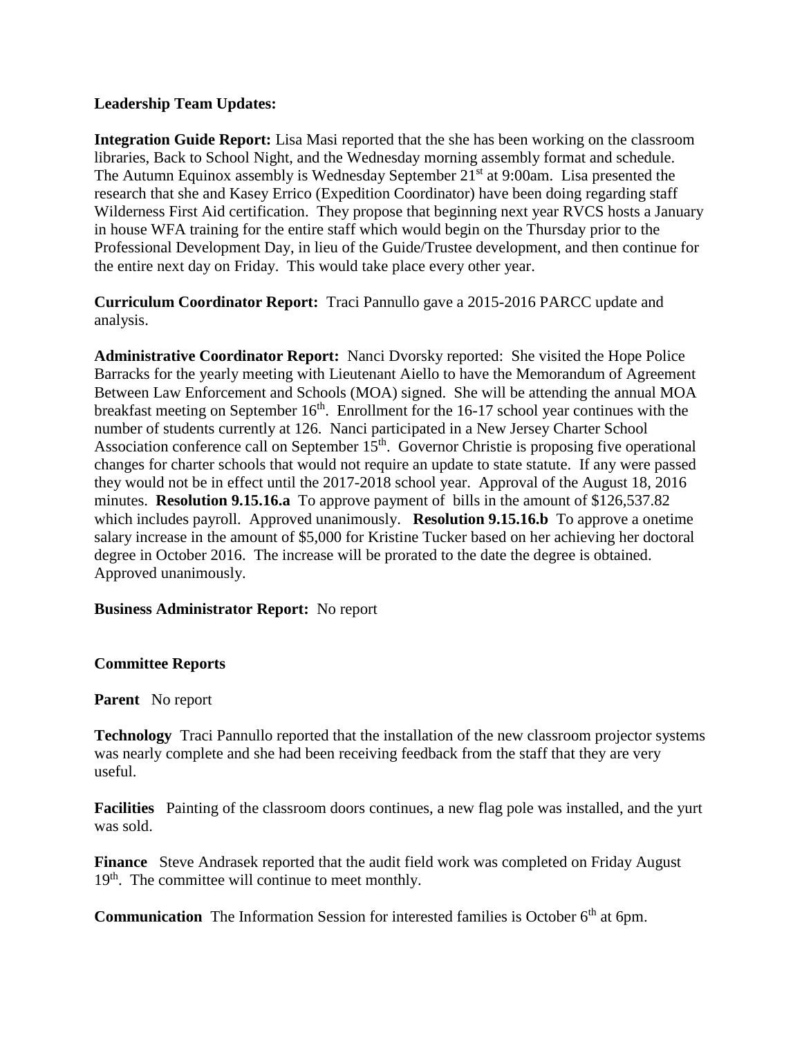**Leadership Team Updates:**

**Integration Guide Report:** Lisa Masi reported that the she has been working on the classroom libraries, Back to School Night, and the Wednesday morning assembly format and schedule. The Autumn Equinox assembly is Wednesday September 21st at 9:00am. Lisa presented the research that she and Kasey Errico (Expedition Coordinator) have been doing regarding staff Wilderness First Aid certification. They propose that beginning next year RVCS hosts a January in house WFA training for the entire staff which would begin on the Thursday prior to the Professional Development Day, in lieu of the Guide/Trustee development, and then continue for the entire next day on Friday. This would take place every other year.

**Curriculum Coordinator Report:** Traci Pannullo gave a 2015-2016 PARCC update and analysis.

**Administrative Coordinator Report:** Nanci Dvorsky reported: She visited the Hope Police Barracks for the yearly meeting with Lieutenant Aiello to have the Memorandum of Agreement Between Law Enforcement and Schools (MOA) signed. She will be attending the annual MOA breakfast meeting on September 16th. Enrollment for the 16-17 school year continues with the number of students currently at 126. Nanci participated in a New Jersey Charter School Association conference call on September 15th. Governor Christie is proposing five operational changes for charter schools that would not require an update to state statute. If any were passed they would not be in effect until the 2017-2018 school year. Approval of the August 18, 2016 minutes. **Resolution 9.15.16.a** To approve payment of bills in the amount of $126,537.82 which includes payroll. Approved unanimously. **Resolution 9.15.16.b** To approve a onetime salary increase in the amount of $5,000 for Kristine Tucker based on her achieving her doctoral degree in October 2016. The increase will be prorated to the date the degree is obtained. Approved unanimously.

**Business Administrator Report:** No report

**Committee Reports**

**Parent** No report

**Technology** Traci Pannullo reported that the installation of the new classroom projector systems was nearly complete and she had been receiving feedback from the staff that they are very useful.

**Facilities** Painting of the classroom doors continues, a new flag pole was installed, and the yurt was sold.

**Finance** Steve Andrasek reported that the audit field work was completed on Friday August 19th. The committee will continue to meet monthly.

**Communication** The Information Session for interested families is October 6th at 6pm.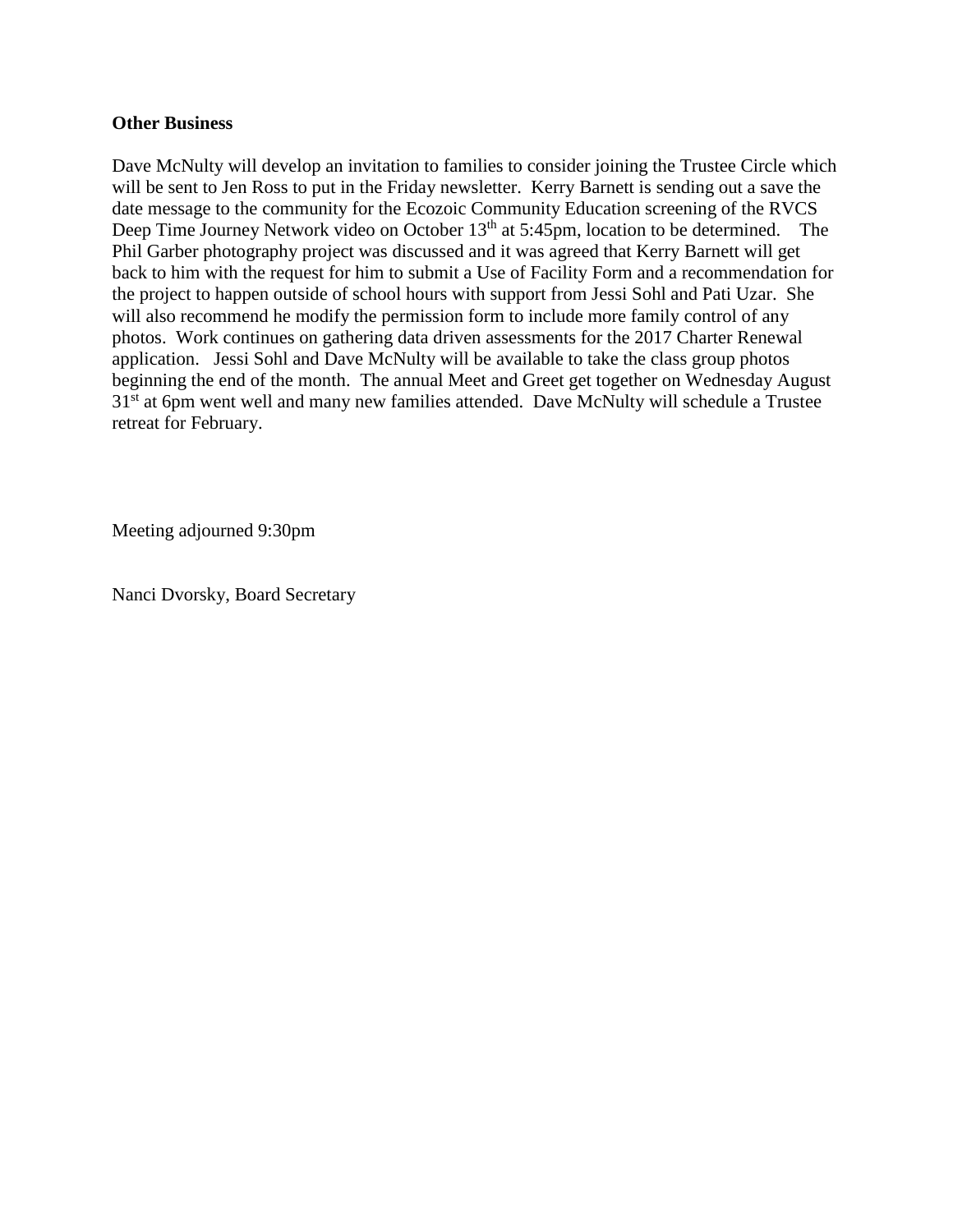**Other Business**

Dave McNulty will develop an invitation to families to consider joining the Trustee Circle which will be sent to Jen Ross to put in the Friday newsletter. Kerry Barnett is sending out a save the date message to the community for the Ecozoic Community Education screening of the RVCS Deep Time Journey Network video on October 13th at 5:45pm, location to be determined. The Phil Garber photography project was discussed and it was agreed that Kerry Barnett will get back to him with the request for him to submit a Use of Facility Form and a recommendation for the project to happen outside of school hours with support from Jessi Sohl and Pati Uzar. She will also recommend he modify the permission form to include more family control of any photos. Work continues on gathering data driven assessments for the 2017 Charter Renewal application. Jessi Sohl and Dave McNulty will be available to take the class group photos beginning the end of the month. The annual Meet and Greet get together on Wednesday August 31st at 6pm went well and many new families attended. Dave McNulty will schedule a Trustee retreat for February.

Meeting adjourned 9:30pm

Nanci Dvorsky, Board Secretary